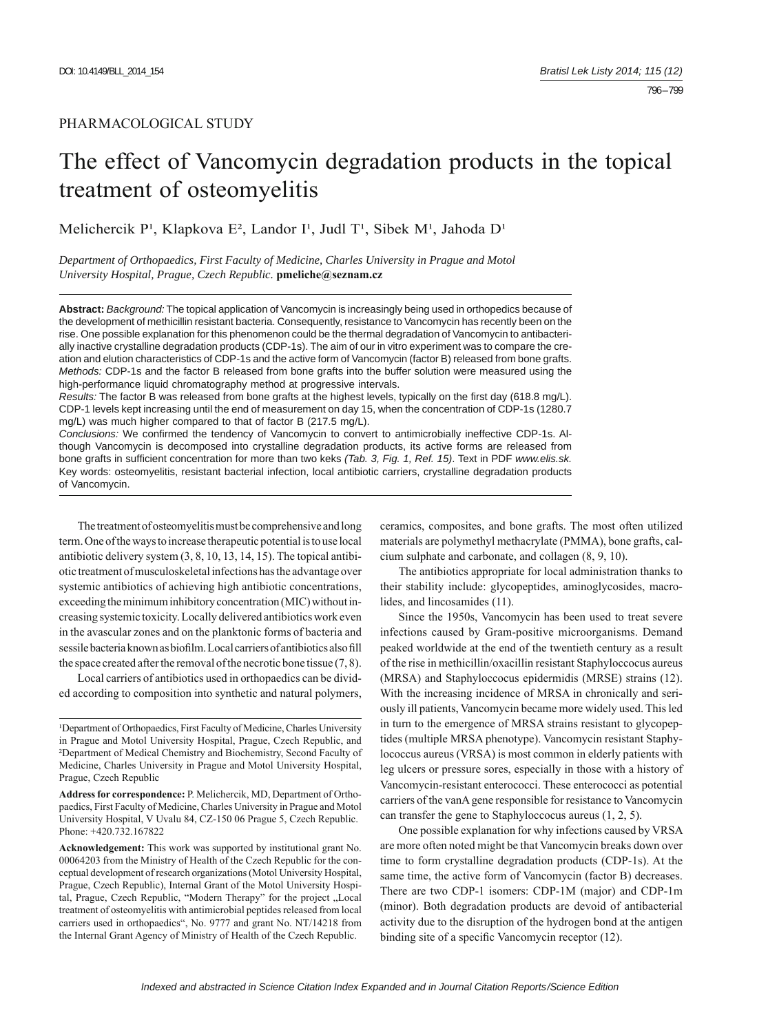PHARMACOLOGICAL STUDY

# The effect of Vancomycin degradation products in the topical treatment of osteomyelitis

Melichercik P[1], Klapkova E[2], Landor I[1], Judl T[1], Sibek M[1], Jahoda D[1]

*Department of Orthopaedics, First Faculty of Medicine, Charles University in Prague and Motol University Hospital, Prague, Czech Republic.* **pmeliche@seznam.cz**

**Abstract:** *Background:* The topical application of Vancomycin is increasingly being used in orthopedics because of the development of methicillin resistant bacteria. Consequently, resistance to Vancomycin has recently been on the rise. One possible explanation for this phenomenon could be the thermal degradation of Vancomycin to antibacterially inactive crystalline degradation products (CDP-1s). The aim of our in vitro experiment was to compare the creation and elution characteristics of CDP-1s and the active form of Vancomycin (factor B) released from bone grafts.
*Methods:* CDP-1s and the factor B released from bone grafts into the buffer solution were measured using the high-performance liquid chromatography method at progressive intervals.
*Results:* The factor B was released from bone grafts at the highest levels, typically on the first day (618.8 mg/L). CDP-1 levels kept increasing until the end of measurement on day 15, when the concentration of CDP-1s (1280.7 mg/L) was much higher compared to that of factor B (217.5 mg/L).
*Conclusions:* We confirmed the tendency of Vancomycin to convert to antimicrobially ineffective CDP-1s. Although Vancomycin is decomposed into crystalline degradation products, its active forms are released from bone grafts in sufficient concentration for more than two keks *(Tab. 3, Fig. 1, Ref. 15)*. Text in PDF *www.elis.sk.*
Key words: osteomyelitis, resistant bacterial infection, local antibiotic carriers, crystalline degradation products of Vancomycin.

The treatment of osteomyelitis must be comprehensive and long term. One of the ways to increase therapeutic potential is to use local antibiotic delivery system (3, 8, 10, 13, 14, 15). The topical antibiotic treatment of musculoskeletal infections has the advantage over systemic antibiotics of achieving high antibiotic concentrations, exceeding the minimum inhibitory concentration (MIC) without increasing systemic toxicity. Locally delivered antibiotics work even in the avascular zones and on the planktonic forms of bacteria and sessile bacteria known as biofilm. Local carriers of antibiotics also fill the space created after the removal of the necrotic bone tissue (7, 8).

Local carriers of antibiotics used in orthopaedics can be divided according to composition into synthetic and natural polymers, ceramics, composites, and bone grafts. The most often utilized materials are polymethyl methacrylate (PMMA), bone grafts, calcium sulphate and carbonate, and collagen (8, 9, 10).

The antibiotics appropriate for local administration thanks to their stability include: glycopeptides, aminoglycosides, macrolides, and lincosamides (11).

Since the 1950s, Vancomycin has been used to treat severe infections caused by Gram-positive microorganisms. Demand peaked worldwide at the end of the twentieth century as a result of the rise in methicillin/oxacillin resistant Staphyloccocus aureus (MRSA) and Staphyloccocus epidermidis (MRSE) strains (12). With the increasing incidence of MRSA in chronically and seriously ill patients, Vancomycin became more widely used. This led in turn to the emergence of MRSA strains resistant to glycopeptides (multiple MRSA phenotype). Vancomycin resistant Staphylococcus aureus (VRSA) is most common in elderly patients with leg ulcers or pressure sores, especially in those with a history of Vancomycin-resistant enterococci. These enterococci as potential carriers of the vanA gene responsible for resistance to Vancomycin can transfer the gene to Staphyloccocus aureus (1, 2, 5).

One possible explanation for why infections caused by VRSA are more often noted might be that Vancomycin breaks down over time to form crystalline degradation products (CDP-1s). At the same time, the active form of Vancomycin (factor B) decreases. There are two CDP-1 isomers: CDP-1M (major) and CDP-1m (minor). Both degradation products are devoid of antibacterial activity due to the disruption of the hydrogen bond at the antigen binding site of a specific Vancomycin receptor (12).

---

[1]Department of Orthopaedics, First Faculty of Medicine, Charles University in Prague and Motol University Hospital, Prague, Czech Republic, and [2]Department of Medical Chemistry and Biochemistry, Second Faculty of Medicine, Charles University in Prague and Motol University Hospital, Prague, Czech Republic

**Address for correspondence:** P. Melichercik, MD, Department of Orthopaedics, First Faculty of Medicine, Charles University in Prague and Motol University Hospital, V Uvalu 84, CZ-150 06 Prague 5, Czech Republic. Phone: +420.732.167822

**Acknowledgement:** This work was supported by institutional grant No. 00064203 from the Ministry of Health of the Czech Republic for the conceptual development of research organizations (Motol University Hospital, Prague, Czech Republic), Internal Grant of the Motol University Hospital, Prague, Czech Republic, "Modern Therapy" for the project „Local treatment of osteomyelitis with antimicrobial peptides released from local carriers used in orthopaedics", No. 9777 and grant No. NT/14218 from the Internal Grant Agency of Ministry of Health of the Czech Republic.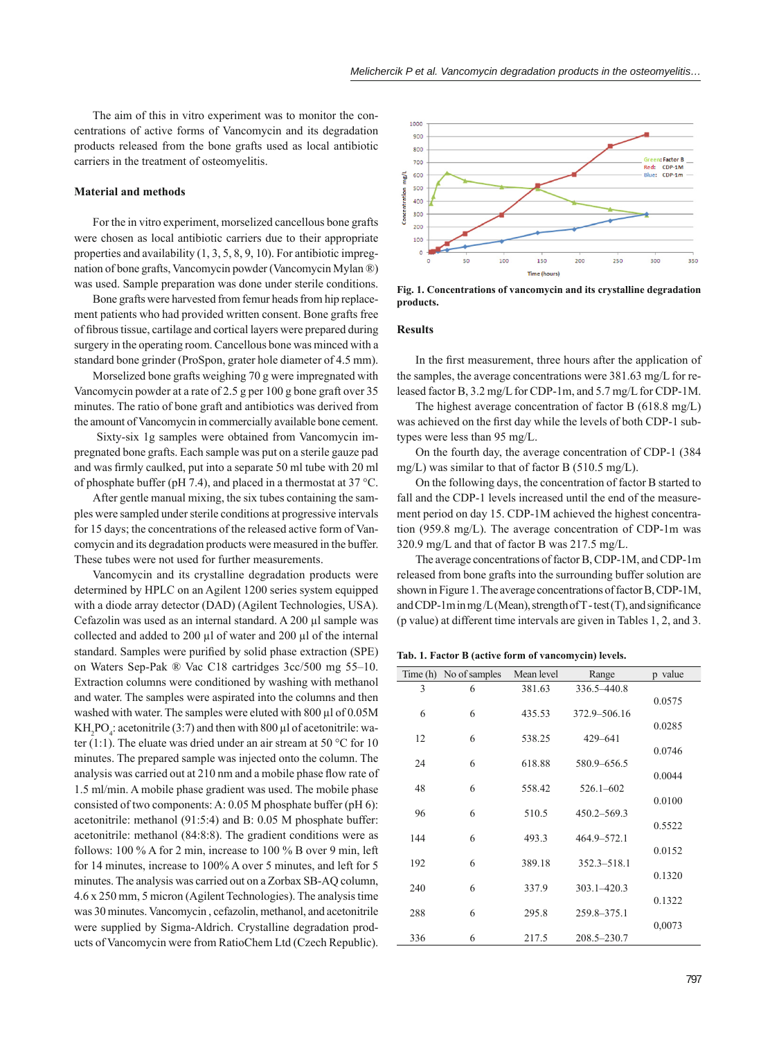The aim of this in vitro experiment was to monitor the concentrations of active forms of Vancomycin and its degradation products released from the bone grafts used as local antibiotic carriers in the treatment of osteomyelitis.

### Material and methods

For the in vitro experiment, morselized cancellous bone grafts were chosen as local antibiotic carriers due to their appropriate properties and availability (1, 3, 5, 8, 9, 10). For antibiotic impregnation of bone grafts, Vancomycin powder (Vancomycin Mylan ®) was used. Sample preparation was done under sterile conditions.

Bone grafts were harvested from femur heads from hip replacement patients who had provided written consent. Bone grafts free of fibrous tissue, cartilage and cortical layers were prepared during surgery in the operating room. Cancellous bone was minced with a standard bone grinder (ProSpon, grater hole diameter of 4.5 mm).

Morselized bone grafts weighing 70 g were impregnated with Vancomycin powder at a rate of 2.5 g per 100 g bone graft over 35 minutes. The ratio of bone graft and antibiotics was derived from the amount of Vancomycin in commercially available bone cement.

Sixty-six 1g samples were obtained from Vancomycin impregnated bone grafts. Each sample was put on a sterile gauze pad and was firmly caulked, put into a separate 50 ml tube with 20 ml of phosphate buffer (pH 7.4), and placed in a thermostat at 37 °C.

After gentle manual mixing, the six tubes containing the samples were sampled under sterile conditions at progressive intervals for 15 days; the concentrations of the released active form of Vancomycin and its degradation products were measured in the buffer. These tubes were not used for further measurements.

Vancomycin and its crystalline degradation products were determined by HPLC on an Agilent 1200 series system equipped with a diode array detector (DAD) (Agilent Technologies, USA). Cefazolin was used as an internal standard. A 200 µl sample was collected and added to 200 µl of water and 200 µl of the internal standard. Samples were purified by solid phase extraction (SPE) on Waters Sep-Pak ® Vac C18 cartridges 3cc/500 mg 55–10. Extraction columns were conditioned by washing with methanol and water. The samples were aspirated into the columns and then washed with water. The samples were eluted with 800 µl of 0.05M $KH_2PO_4$: acetonitrile (3:7) and then with 800 µl of acetonitrile: water (1:1). The eluate was dried under an air stream at 50 °C for 10 minutes. The prepared sample was injected onto the column. The analysis was carried out at 210 nm and a mobile phase flow rate of 1.5 ml/min. A mobile phase gradient was used. The mobile phase consisted of two components: A: 0.05 M phosphate buffer (pH 6): acetonitrile: methanol (91:5:4) and B: 0.05 M phosphate buffer: acetonitrile: methanol (84:8:8). The gradient conditions were as follows: 100 % A for 2 min, increase to 100 % B over 9 min, left for 14 minutes, increase to 100% A over 5 minutes, and left for 5 minutes. The analysis was carried out on a Zorbax SB-AQ column, 4.6 x 250 mm, 5 micron (Agilent Technologies). The analysis time was 30 minutes. Vancomycin , cefazolin, methanol, and acetonitrile were supplied by Sigma-Aldrich. Crystalline degradation products of Vancomycin were from RatioChem Ltd (Czech Republic).

**Fig. 1. Concentrations of vancomycin and its crystalline degradation products.**

### Results

In the first measurement, three hours after the application of the samples, the average concentrations were 381.63 mg/L for released factor B, 3.2 mg/L for CDP-1m, and 5.7 mg/L for CDP-1M.

The highest average concentration of factor B (618.8 mg/L) was achieved on the first day while the levels of both CDP-1 subtypes were less than 95 mg/L.

On the fourth day, the average concentration of CDP-1 (384 mg/L) was similar to that of factor B (510.5 mg/L).

On the following days, the concentration of factor B started to fall and the CDP-1 levels increased until the end of the measurement period on day 15. CDP-1M achieved the highest concentration (959.8 mg/L). The average concentration of CDP-1m was 320.9 mg/L and that of factor B was 217.5 mg/L.

The average concentrations of factor B, CDP-1M, and CDP-1m released from bone grafts into the surrounding buffer solution are shown in Figure 1. The average concentrations of factor B, CDP-1M, and CDP-1m in mg /L (Mean), strength of T - test (T), and significance (p value) at different time intervals are given in Tables 1, 2, and 3.

**Tab. 1. Factor B (active form of vancomycin) levels.**

| Time (h) | No of samples | Mean level | Range | p value |
|---|---|---|---|---|
| 3 | 6 | 381.63 | 336.5–440.8 | |
| | | | | 0.0575 |
| 6 | 6 | 435.53 | 372.9–506.16 | |
| | | | | 0.0285 |
| 12 | 6 | 538.25 | 429–641 | |
| | | | | 0.0746 |
| 24 | 6 | 618.88 | 580.9–656.5 | |
| | | | | 0.0044 |
| 48 | 6 | 558.42 | 526.1–602 | |
| | | | | 0.0100 |
| 96 | 6 | 510.5 | 450.2–569.3 | |
| | | | | 0.5522 |
| 144 | 6 | 493.3 | 464.9–572.1 | |
| | | | | 0.0152 |
| 192 | 6 | 389.18 | 352.3–518.1 | |
| | | | | 0.1320 |
| 240 | 6 | 337.9 | 303.1–420.3 | |
| | | | | 0.1322 |
| 288 | 6 | 295.8 | 259.8–375.1 | |
| | | | | 0,0073 |
| 336 | 6 | 217.5 | 208.5–230.7 | |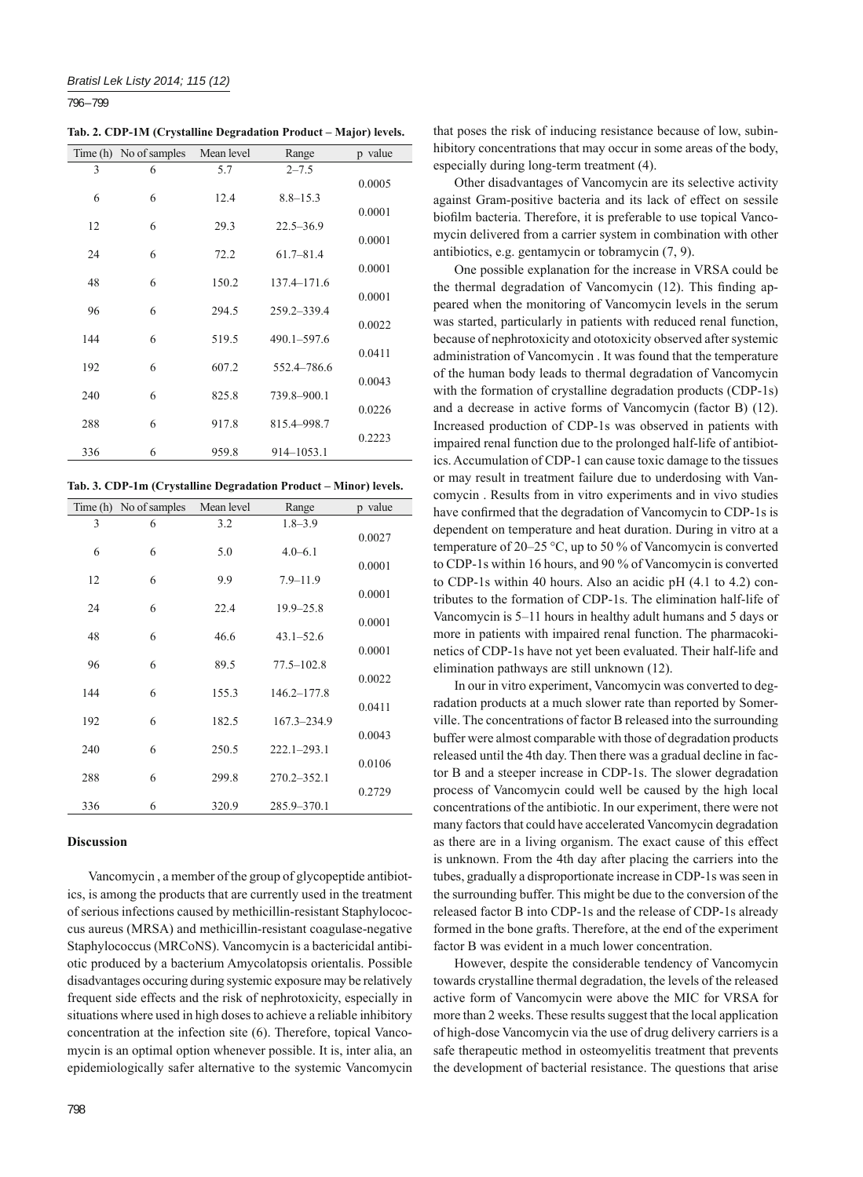**Tab. 2. CDP-1M (Crystalline Degradation Product – Major) levels.**

| Time (h) | No of samples | Mean level | Range | p value |
|---|---|---|---|---|
| 3 | 6 | 5.7 | 2–7.5 | |
| | | | | 0.0005 |
| 6 | 6 | 12.4 | 8.8–15.3 | |
| | | | | 0.0001 |
| 12 | 6 | 29.3 | 22.5–36.9 | |
| | | | | 0.0001 |
| 24 | 6 | 72.2 | 61.7–81.4 | |
| | | | | 0.0001 |
| 48 | 6 | 150.2 | 137.4–171.6 | |
| | | | | 0.0001 |
| 96 | 6 | 294.5 | 259.2–339.4 | |
| | | | | 0.0022 |
| 144 | 6 | 519.5 | 490.1–597.6 | |
| | | | | 0.0411 |
| 192 | 6 | 607.2 | 552.4–786.6 | |
| | | | | 0.0043 |
| 240 | 6 | 825.8 | 739.8–900.1 | |
| | | | | 0.0226 |
| 288 | 6 | 917.8 | 815.4–998.7 | |
| | | | | 0.2223 |
| 336 | 6 | 959.8 | 914–1053.1 | |

**Tab. 3. CDP-1m (Crystalline Degradation Product – Minor) levels.**

| Time (h) | No of samples | Mean level | Range | p value |
|---|---|---|---|---|
| 3 | 6 | 3.2 | 1.8–3.9 | |
| | | | | 0.0027 |
| 6 | 6 | 5.0 | 4.0–6.1 | |
| | | | | 0.0001 |
| 12 | 6 | 9.9 | 7.9–11.9 | |
| | | | | 0.0001 |
| 24 | 6 | 22.4 | 19.9–25.8 | |
| | | | | 0.0001 |
| 48 | 6 | 46.6 | 43.1–52.6 | |
| | | | | 0.0001 |
| 96 | 6 | 89.5 | 77.5–102.8 | |
| | | | | 0.0022 |
| 144 | 6 | 155.3 | 146.2–177.8 | |
| | | | | 0.0411 |
| 192 | 6 | 182.5 | 167.3–234.9 | |
| | | | | 0.0043 |
| 240 | 6 | 250.5 | 222.1–293.1 | |
| | | | | 0.0106 |
| 288 | 6 | 299.8 | 270.2–352.1 | |
| | | | | 0.2729 |
| 336 | 6 | 320.9 | 285.9–370.1 | |

## Discussion

Vancomycin , a member of the group of glycopeptide antibiotics, is among the products that are currently used in the treatment of serious infections caused by methicillin-resistant Staphylococcus aureus (MRSA) and methicillin-resistant coagulase-negative Staphylococcus (MRCoNS). Vancomycin is a bactericidal antibiotic produced by a bacterium Amycolatopsis orientalis. Possible disadvantages occuring during systemic exposure may be relatively frequent side effects and the risk of nephrotoxicity, especially in situations where used in high doses to achieve a reliable inhibitory concentration at the infection site (6). Therefore, topical Vancomycin is an optimal option whenever possible. It is, inter alia, an epidemiologically safer alternative to the systemic Vancomycin that poses the risk of inducing resistance because of low, subinhibitory concentrations that may occur in some areas of the body, especially during long-term treatment (4).

Other disadvantages of Vancomycin are its selective activity against Gram-positive bacteria and its lack of effect on sessile biofilm bacteria. Therefore, it is preferable to use topical Vancomycin delivered from a carrier system in combination with other antibiotics, e.g. gentamycin or tobramycin (7, 9).

One possible explanation for the increase in VRSA could be the thermal degradation of Vancomycin (12). This finding appeared when the monitoring of Vancomycin levels in the serum was started, particularly in patients with reduced renal function, because of nephrotoxicity and ototoxicity observed after systemic administration of Vancomycin . It was found that the temperature of the human body leads to thermal degradation of Vancomycin with the formation of crystalline degradation products (CDP-1s) and a decrease in active forms of Vancomycin (factor B) (12). Increased production of CDP-1s was observed in patients with impaired renal function due to the prolonged half-life of antibiotics. Accumulation of CDP-1 can cause toxic damage to the tissues or may result in treatment failure due to underdosing with Vancomycin . Results from in vitro experiments and in vivo studies have confirmed that the degradation of Vancomycin to CDP-1s is dependent on temperature and heat duration. During in vitro at a temperature of 20–25 °C, up to 50 % of Vancomycin is converted to CDP-1s within 16 hours, and 90 % of Vancomycin is converted to CDP-1s within 40 hours. Also an acidic pH (4.1 to 4.2) contributes to the formation of CDP-1s. The elimination half-life of Vancomycin is 5–11 hours in healthy adult humans and 5 days or more in patients with impaired renal function. The pharmacokinetics of CDP-1s have not yet been evaluated. Their half-life and elimination pathways are still unknown (12).

In our in vitro experiment, Vancomycin was converted to degradation products at a much slower rate than reported by Somerville. The concentrations of factor B released into the surrounding buffer were almost comparable with those of degradation products released until the 4th day. Then there was a gradual decline in factor B and a steeper increase in CDP-1s. The slower degradation process of Vancomycin could well be caused by the high local concentrations of the antibiotic. In our experiment, there were not many factors that could have accelerated Vancomycin degradation as there are in a living organism. The exact cause of this effect is unknown. From the 4th day after placing the carriers into the tubes, gradually a disproportionate increase in CDP-1s was seen in the surrounding buffer. This might be due to the conversion of the released factor B into CDP-1s and the release of CDP-1s already formed in the bone grafts. Therefore, at the end of the experiment factor B was evident in a much lower concentration.

However, despite the considerable tendency of Vancomycin towards crystalline thermal degradation, the levels of the released active form of Vancomycin were above the MIC for VRSA for more than 2 weeks. These results suggest that the local application of high-dose Vancomycin via the use of drug delivery carriers is a safe therapeutic method in osteomyelitis treatment that prevents the development of bacterial resistance. The questions that arise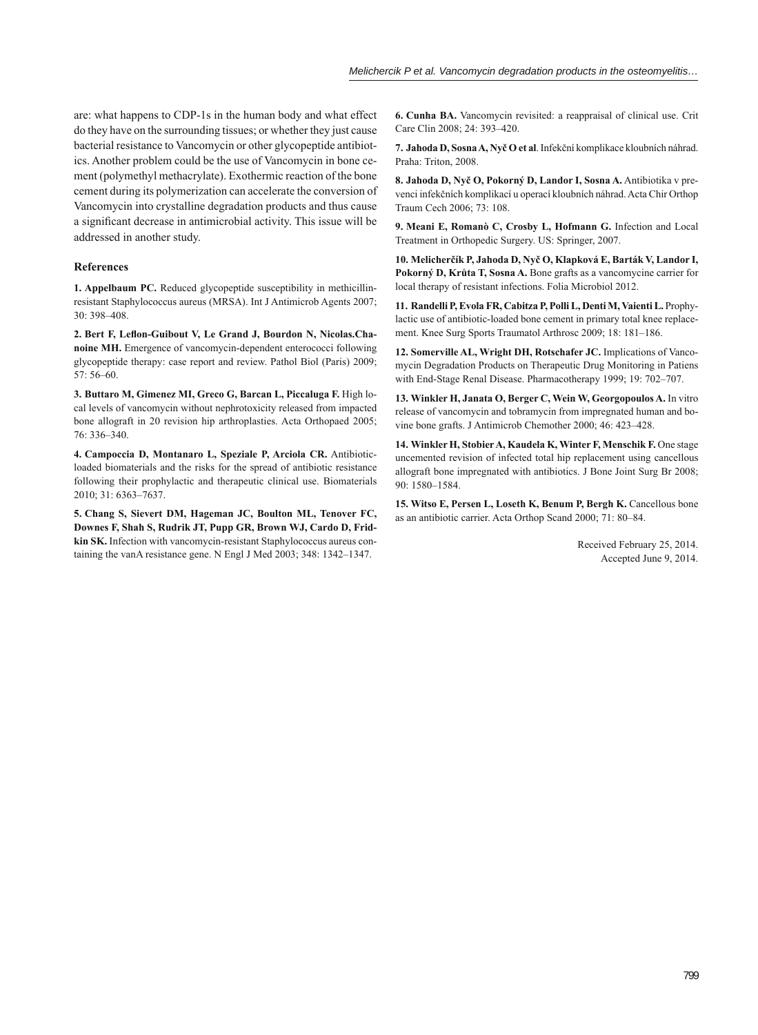are: what happens to CDP-1s in the human body and what effect do they have on the surrounding tissues; or whether they just cause bacterial resistance to Vancomycin or other glycopeptide antibiotics. Another problem could be the use of Vancomycin in bone cement (polymethyl methacrylate). Exothermic reaction of the bone cement during its polymerization can accelerate the conversion of Vancomycin into crystalline degradation products and thus cause a significant decrease in antimicrobial activity. This issue will be addressed in another study.

## References

**1. Appelbaum PC.** Reduced glycopeptide susceptibility in methicillin-resistant Staphylococcus aureus (MRSA). Int J Antimicrob Agents 2007; 30: 398–408.

**2. Bert F, Leflon-Guibout V, Le Grand J, Bourdon N, Nicolas.Chanoine MH.** Emergence of vancomycin-dependent enterococci following glycopeptide therapy: case report and review. Pathol Biol (Paris) 2009; 57: 56–60.

**3. Buttaro M, Gimenez MI, Greco G, Barcan L, Piccaluga F.** High local levels of vancomycin without nephrotoxicity released from impacted bone allograft in 20 revision hip arthroplasties. Acta Orthopaed 2005; 76: 336–340.

**4. Campoccia D, Montanaro L, Speziale P, Arciola CR.** Antibiotic-loaded biomaterials and the risks for the spread of antibiotic resistance following their prophylactic and therapeutic clinical use. Biomaterials 2010; 31: 6363–7637.

**5. Chang S, Sievert DM, Hageman JC, Boulton ML, Tenover FC, Downes F, Shah S, Rudrik JT, Pupp GR, Brown WJ, Cardo D, Fridkin SK.** Infection with vancomycin-resistant Staphylococcus aureus containing the vanA resistance gene. N Engl J Med 2003; 348: 1342–1347.

**6. Cunha BA.** Vancomycin revisited: a reappraisal of clinical use. Crit Care Clin 2008; 24: 393–420.

**7. Jahoda D, Sosna A, Nyč O et al**. Infekční komplikace kloubních náhrad. Praha: Triton, 2008.

**8. Jahoda D, Nyč O, Pokorný D, Landor I, Sosna A.** Antibiotika v prevenci infekčních komplikací u operací kloubních náhrad. Acta Chir Orthop Traum Cech 2006; 73: 108.

**9. Meani E, Romanò C, Crosby L, Hofmann G.** Infection and Local Treatment in Orthopedic Surgery. US: Springer, 2007.

**10. Melicherčík P, Jahoda D, Nyč O, Klapková E, Barták V, Landor I, Pokorný D, Krůta T, Sosna A.** Bone grafts as a vancomycine carrier for local therapy of resistant infections. Folia Microbiol 2012.

**11. Randelli P, Evola FR, Cabitza P, Polli L, Denti M, Vaienti L.** Prophylactic use of antibiotic-loaded bone cement in primary total knee replacement. Knee Surg Sports Traumatol Arthrosc 2009; 18: 181–186.

**12. Somerville AL, Wright DH, Rotschafer JC.** Implications of Vancomycin Degradation Products on Therapeutic Drug Monitoring in Patiens with End-Stage Renal Disease. Pharmacotherapy 1999; 19: 702–707.

**13. Winkler H, Janata O, Berger C, Wein W, Georgopoulos A.** In vitro release of vancomycin and tobramycin from impregnated human and bovine bone grafts. J Antimicrob Chemother 2000; 46: 423–428.

**14. Winkler H, Stobier A, Kaudela K, Winter F, Menschik F.** One stage uncemented revision of infected total hip replacement using cancellous allograft bone impregnated with antibiotics. J Bone Joint Surg Br 2008; 90: 1580–1584.

**15. Witso E, Persen L, Loseth K, Benum P, Bergh K.** Cancellous bone as an antibiotic carrier. Acta Orthop Scand 2000; 71: 80–84.

Received February 25, 2014.
Accepted June 9, 2014.